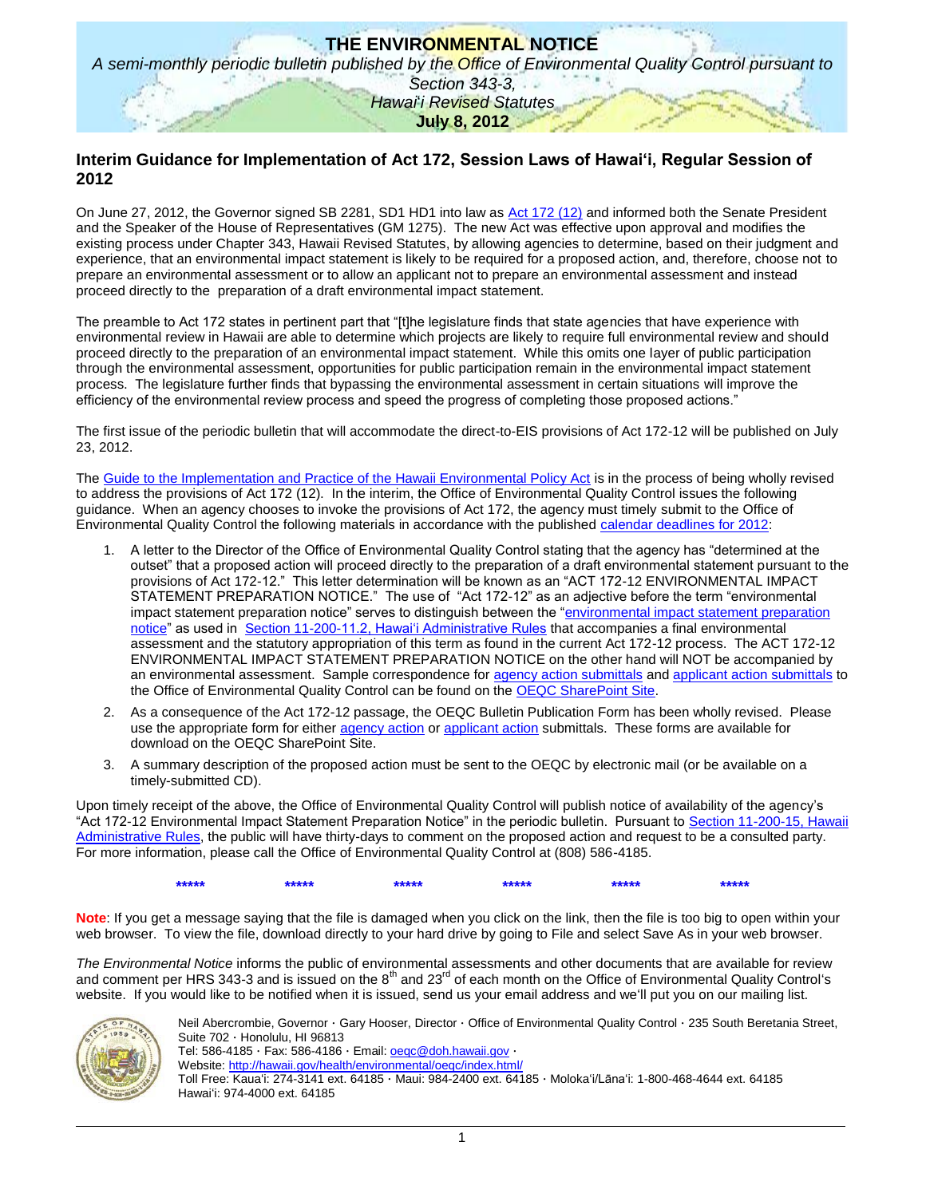# THE ENVIRONMENTAL NOTICE

*A semi-monthly periodic bulletin published by the Office of Environmental Quality Control pursuant to Section 343-3, Hawai'i Revised Statutes*

**July 8, 2012**

## Interim Guidance for Implementation of Act 172, Session Laws of Hawai'i, Regular Session of 2012

On June 27, 2012, the Governor signed SB 2281, SD1 HD1 into law as Act 172 (12) and informed both the Senate President and the Speaker of the House of Representatives (GM 1275). The new Act was effective upon approval and modifies the existing process under Chapter 343, Hawaii Revised Statutes, by allowing agencies to determine, based on their judgment and experience, that an environmental impact statement is likely to be required for a proposed action, and, therefore, choose not to prepare an environmental assessment or to allow an applicant not to prepare an environmental assessment and instead proceed directly to the preparation of a draft environmental impact statement.

The preamble to Act 172 states in pertinent part that "[t]he legislature finds that state agencies that have experience with environmental review in Hawaii are able to determine which projects are likely to require full environmental review and should proceed directly to the preparation of an environmental impact statement. While this omits one layer of public participation through the environmental assessment, opportunities for public participation remain in the environmental impact statement process. The legislature further finds that bypassing the environmental assessment in certain situations will improve the efficiency of the environmental review process and speed the progress of completing those proposed actions."

The first issue of the periodic bulletin that will accommodate the direct-to-EIS provisions of Act 172-12 will be published on July 23, 2012.

The Guide to the Implementation and Practice of the Hawaii Environmental Policy Act is in the process of being wholly revised to address the provisions of Act 172 (12). In the interim, the Office of Environmental Quality Control issues the following guidance. When an agency chooses to invoke the provisions of Act 172, the agency must timely submit to the Office of Environmental Quality Control the following materials in accordance with the published calendar deadlines for 2012:

1. A letter to the Director of the Office of Environmental Quality Control stating that the agency has "determined at the outset" that a proposed action will proceed directly to the preparation of a draft environmental statement pursuant to the provisions of Act 172-12." This letter determination will be known as an "ACT 172-12 ENVIRONMENTAL IMPACT STATEMENT PREPARATION NOTICE." The use of "Act 172-12" as an adjective before the term "environmental impact statement preparation notice" serves to distinguish between the "environmental impact statement preparation notice" as used in Section 11-200-11.2, Hawai'i Administrative Rules that accompanies a final environmental assessment and the statutory appropriation of this term as found in the current Act 172-12 process. The ACT 172-12 ENVIRONMENTAL IMPACT STATEMENT PREPARATION NOTICE on the other hand will NOT be accompanied by an environmental assessment. Sample correspondence for agency action submittals and applicant action submittals to the Office of Environmental Quality Control can be found on the OEQC SharePoint Site.
2. As a consequence of the Act 172-12 passage, the OEQC Bulletin Publication Form has been wholly revised. Please use the appropriate form for either agency action or applicant action submittals. These forms are available for download on the OEQC SharePoint Site.
3. A summary description of the proposed action must be sent to the OEQC by electronic mail (or be available on a timely-submitted CD).

Upon timely receipt of the above, the Office of Environmental Quality Control will publish notice of availability of the agency's "Act 172-12 Environmental Impact Statement Preparation Notice" in the periodic bulletin. Pursuant to Section 11-200-15, Hawaii Administrative Rules, the public will have thirty-days to comment on the proposed action and request to be a consulted party. For more information, please call the Office of Environmental Quality Control at (808) 586-4185.

***** ***** ***** ***** ***** *****

**Note**: If you get a message saying that the file is damaged when you click on the link, then the file is too big to open within your web browser. To view the file, download directly to your hard drive by going to File and select Save As in your web browser.

*The Environmental Notice* informs the public of environmental assessments and other documents that are available for review and comment per HRS 343-3 and is issued on the 8th and 23rd of each month on the Office of Environmental Quality Control's website. If you would like to be notified when it is issued, send us your email address and we'll put you on our mailing list.

Neil Abercrombie, Governor · Gary Hooser, Director · Office of Environmental Quality Control · 235 South Beretania Street, Suite 702 · Honolulu, HI 96813
Tel: 586-4185 · Fax: 586-4186 · Email: oeqc@doh.hawaii.gov ·
Website: http://hawaii.gov/health/environmental/oeqc/index.html/
Toll Free: Kaua'i: 274-3141 ext. 64185 · Maui: 984-2400 ext. 64185 · Moloka'i/Lāna'i: 1-800-468-4644 ext. 64185
Hawai'i: 974-4000 ext. 64185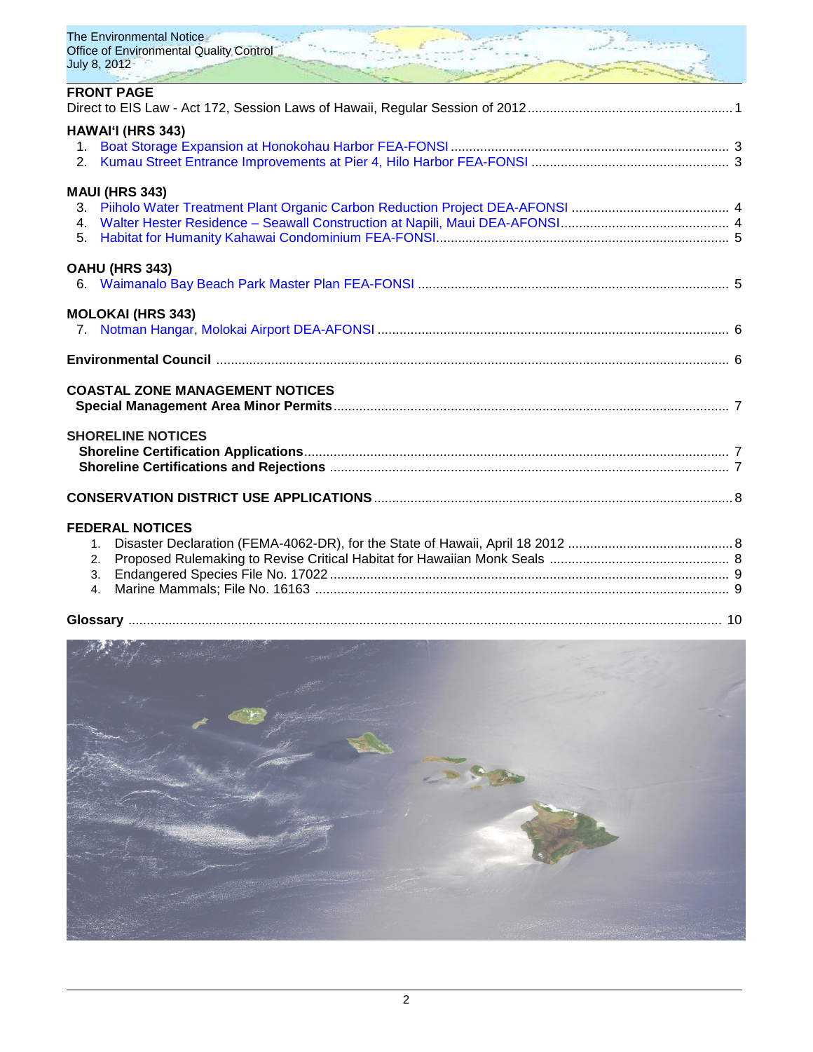## FRONT PAGE

Direct to EIS Law - Act 172, Session Laws of Hawaii, Regular Session of 2012 ........ 1

## HAWAIʻI (HRS 343)

1. Boat Storage Expansion at Honokohau Harbor FEA-FONSI ........ 3
2. Kumau Street Entrance Improvements at Pier 4, Hilo Harbor FEA-FONSI ........ 3

## MAUI (HRS 343)

3. Piiholo Water Treatment Plant Organic Carbon Reduction Project DEA-AFONSI ........ 4
4. Walter Hester Residence – Seawall Construction at Napili, Maui DEA-AFONSI ........ 4
5. Habitat for Humanity Kahawai Condominium FEA-FONSI ........ 5

## OAHU (HRS 343)

6. Waimanalo Bay Beach Park Master Plan FEA-FONSI ........ 5

## MOLOKAI (HRS 343)

7. Notman Hangar, Molokai Airport DEA-AFONSI ........ 6

## Environmental Council ........ 6

## COASTAL ZONE MANAGEMENT NOTICES

**Special Management Area Minor Permits** ........ 7

## SHORELINE NOTICES

**Shoreline Certification Applications** ........ 7

**Shoreline Certifications and Rejections** ........ 7

## CONSERVATION DISTRICT USE APPLICATIONS ........ 8

## FEDERAL NOTICES

1. Disaster Declaration (FEMA-4062-DR), for the State of Hawaii, April 18 2012 ........ 8
2. Proposed Rulemaking to Revise Critical Habitat for Hawaiian Monk Seals ........ 8
3. Endangered Species File No. 17022 ........ 9
4. Marine Mammals; File No. 16163 ........ 9

## Glossary ........ 10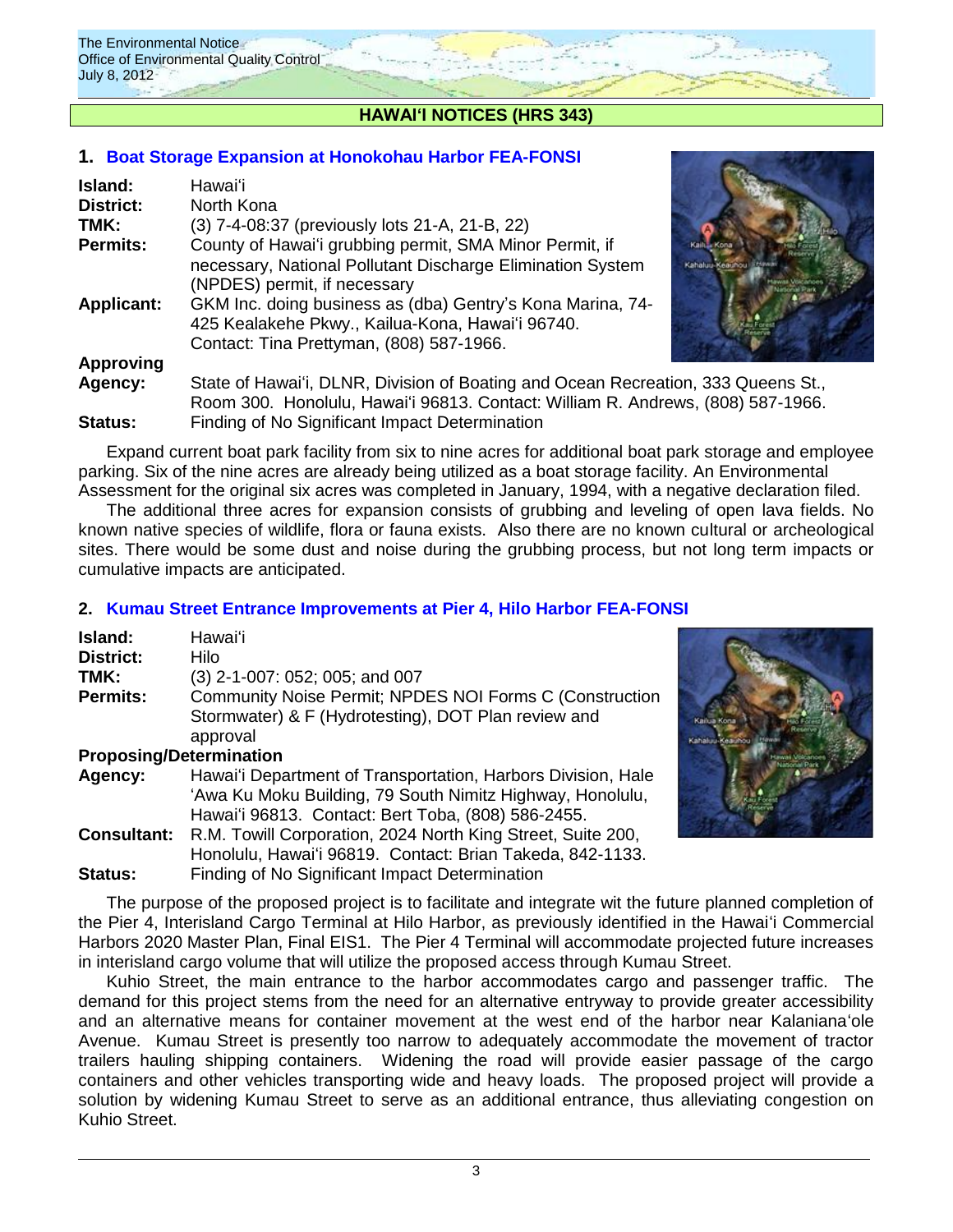## HAWAIʻI NOTICES (HRS 343)

### 1. Boat Storage Expansion at Honokohau Harbor FEA-FONSI

**Island:** Hawaiʻi
**District:** North Kona
**TMK:** (3) 7-4-08:37 (previously lots 21-A, 21-B, 22)
**Permits:** County of Hawaiʻi grubbing permit, SMA Minor Permit, if necessary, National Pollutant Discharge Elimination System (NPDES) permit, if necessary
**Applicant:** GKM Inc. doing business as (dba) Gentry's Kona Marina, 74-425 Kealakehe Pkwy., Kailua-Kona, Hawaiʻi 96740. Contact: Tina Prettyman, (808) 587-1966.
**Approving Agency:** State of Hawaiʻi, DLNR, Division of Boating and Ocean Recreation, 333 Queens St., Room 300. Honolulu, Hawaiʻi 96813. Contact: William R. Andrews, (808) 587-1966.
**Status:** Finding of No Significant Impact Determination

Expand current boat park facility from six to nine acres for additional boat park storage and employee parking. Six of the nine acres are already being utilized as a boat storage facility. An Environmental Assessment for the original six acres was completed in January, 1994, with a negative declaration filed.

The additional three acres for expansion consists of grubbing and leveling of open lava fields. No known native species of wildlife, flora or fauna exists. Also there are no known cultural or archeological sites. There would be some dust and noise during the grubbing process, but not long term impacts or cumulative impacts are anticipated.

### 2. Kumau Street Entrance Improvements at Pier 4, Hilo Harbor FEA-FONSI

**Island:** Hawaiʻi
**District:** Hilo
**TMK:** (3) 2-1-007: 052; 005; and 007
**Permits:** Community Noise Permit; NPDES NOI Forms C (Construction Stormwater) & F (Hydrotesting), DOT Plan review and approval
**Proposing/Determination Agency:** Hawaiʻi Department of Transportation, Harbors Division, Hale ʻAwa Ku Moku Building, 79 South Nimitz Highway, Honolulu, Hawaiʻi 96813. Contact: Bert Toba, (808) 586-2455.
**Consultant:** R.M. Towill Corporation, 2024 North King Street, Suite 200, Honolulu, Hawaiʻi 96819. Contact: Brian Takeda, 842-1133.
**Status:** Finding of No Significant Impact Determination

The purpose of the proposed project is to facilitate and integrate wit the future planned completion of the Pier 4, Interisland Cargo Terminal at Hilo Harbor, as previously identified in the Hawaiʻi Commercial Harbors 2020 Master Plan, Final EIS1. The Pier 4 Terminal will accommodate projected future increases in interisland cargo volume that will utilize the proposed access through Kumau Street.

Kuhio Street, the main entrance to the harbor accommodates cargo and passenger traffic. The demand for this project stems from the need for an alternative entryway to provide greater accessibility and an alternative means for container movement at the west end of the harbor near Kalanianaʻole Avenue. Kumau Street is presently too narrow to adequately accommodate the movement of tractor trailers hauling shipping containers. Widening the road will provide easier passage of the cargo containers and other vehicles transporting wide and heavy loads. The proposed project will provide a solution by widening Kumau Street to serve as an additional entrance, thus alleviating congestion on Kuhio Street.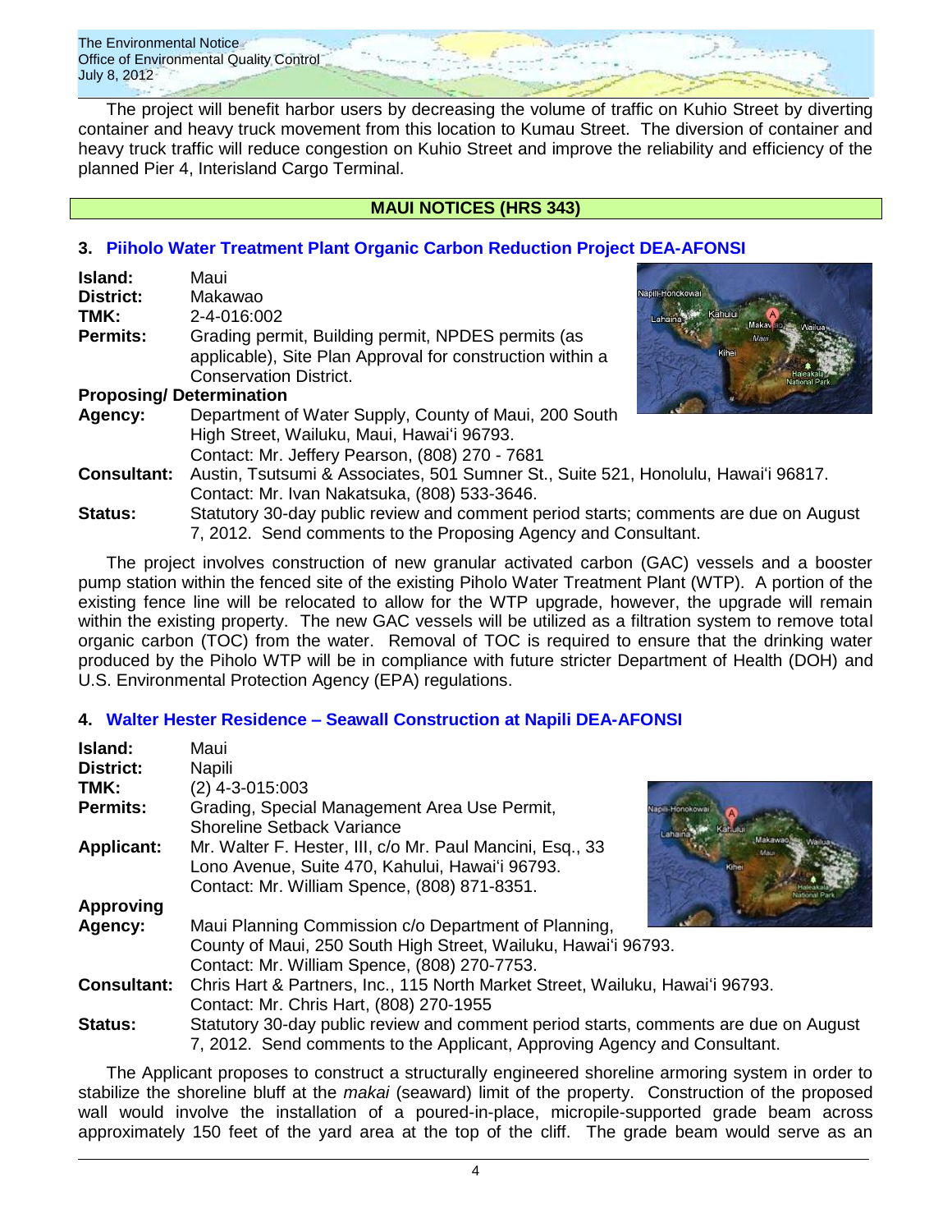The project will benefit harbor users by decreasing the volume of traffic on Kuhio Street by diverting container and heavy truck movement from this location to Kumau Street. The diversion of container and heavy truck traffic will reduce congestion on Kuhio Street and improve the reliability and efficiency of the planned Pier 4, Interisland Cargo Terminal.

## MAUI NOTICES (HRS 343)

### 3. Piiholo Water Treatment Plant Organic Carbon Reduction Project DEA-AFONSI

**Island:** Maui
**District:** Makawao
**TMK:** 2-4-016:002
**Permits:** Grading permit, Building permit, NPDES permits (as applicable), Site Plan Approval for construction within a Conservation District.
**Proposing/ Determination Agency:** Department of Water Supply, County of Maui, 200 South High Street, Wailuku, Maui, Hawaiʻi 96793.
Contact: Mr. Jeffery Pearson, (808) 270 - 7681
**Consultant:** Austin, Tsutsumi & Associates, 501 Sumner St., Suite 521, Honolulu, Hawaiʻi 96817.
Contact: Mr. Ivan Nakatsuka, (808) 533-3646.
**Status:** Statutory 30-day public review and comment period starts; comments are due on August 7, 2012. Send comments to the Proposing Agency and Consultant.

The project involves construction of new granular activated carbon (GAC) vessels and a booster pump station within the fenced site of the existing Piholo Water Treatment Plant (WTP). A portion of the existing fence line will be relocated to allow for the WTP upgrade, however, the upgrade will remain within the existing property. The new GAC vessels will be utilized as a filtration system to remove total organic carbon (TOC) from the water. Removal of TOC is required to ensure that the drinking water produced by the Piholo WTP will be in compliance with future stricter Department of Health (DOH) and U.S. Environmental Protection Agency (EPA) regulations.

### 4. Walter Hester Residence – Seawall Construction at Napili DEA-AFONSI

**Island:** Maui
**District:** Napili
**TMK:** (2) 4-3-015:003
**Permits:** Grading, Special Management Area Use Permit, Shoreline Setback Variance
**Applicant:** Mr. Walter F. Hester, III, c/o Mr. Paul Mancini, Esq., 33 Lono Avenue, Suite 470, Kahului, Hawaiʻi 96793.
Contact: Mr. William Spence, (808) 871-8351.
**Approving Agency:** Maui Planning Commission c/o Department of Planning, County of Maui, 250 South High Street, Wailuku, Hawaiʻi 96793.
Contact: Mr. William Spence, (808) 270-7753.
**Consultant:** Chris Hart & Partners, Inc., 115 North Market Street, Wailuku, Hawaiʻi 96793.
Contact: Mr. Chris Hart, (808) 270-1955
**Status:** Statutory 30-day public review and comment period starts, comments are due on August 7, 2012. Send comments to the Applicant, Approving Agency and Consultant.

The Applicant proposes to construct a structurally engineered shoreline armoring system in order to stabilize the shoreline bluff at the *makai* (seaward) limit of the property. Construction of the proposed wall would involve the installation of a poured-in-place, micropile-supported grade beam across approximately 150 feet of the yard area at the top of the cliff. The grade beam would serve as an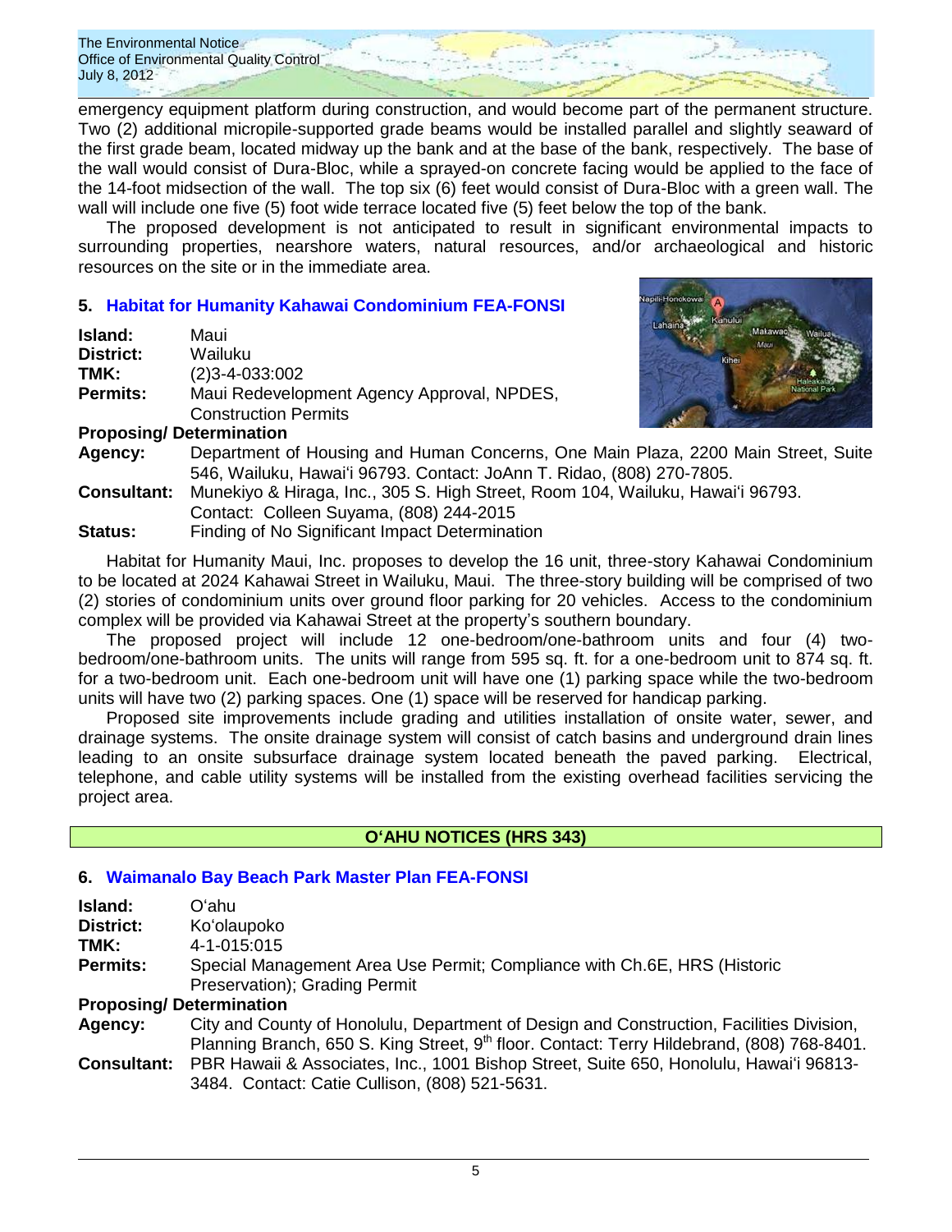emergency equipment platform during construction, and would become part of the permanent structure. Two (2) additional micropile-supported grade beams would be installed parallel and slightly seaward of the first grade beam, located midway up the bank and at the base of the bank, respectively. The base of the wall would consist of Dura-Bloc, while a sprayed-on concrete facing would be applied to the face of the 14-foot midsection of the wall. The top six (6) feet would consist of Dura-Bloc with a green wall. The wall will include one five (5) foot wide terrace located five (5) feet below the top of the bank.

The proposed development is not anticipated to result in significant environmental impacts to surrounding properties, nearshore waters, natural resources, and/or archaeological and historic resources on the site or in the immediate area.

### 5. Habitat for Humanity Kahawai Condominium FEA-FONSI

**Island:** Maui
**District:** Wailuku
**TMK:** (2)3-4-033:002
**Permits:** Maui Redevelopment Agency Approval, NPDES, Construction Permits

**Proposing/ Determination**
**Agency:** Department of Housing and Human Concerns, One Main Plaza, 2200 Main Street, Suite 546, Wailuku, Hawaiʻi 96793. Contact: JoAnn T. Ridao, (808) 270-7805.
**Consultant:** Munekiyo & Hiraga, Inc., 305 S. High Street, Room 104, Wailuku, Hawaiʻi 96793. Contact: Colleen Suyama, (808) 244-2015
**Status:** Finding of No Significant Impact Determination

Habitat for Humanity Maui, Inc. proposes to develop the 16 unit, three-story Kahawai Condominium to be located at 2024 Kahawai Street in Wailuku, Maui. The three-story building will be comprised of two (2) stories of condominium units over ground floor parking for 20 vehicles. Access to the condominium complex will be provided via Kahawai Street at the property's southern boundary.

The proposed project will include 12 one-bedroom/one-bathroom units and four (4) two-bedroom/one-bathroom units. The units will range from 595 sq. ft. for a one-bedroom unit to 874 sq. ft. for a two-bedroom unit. Each one-bedroom unit will have one (1) parking space while the two-bedroom units will have two (2) parking spaces. One (1) space will be reserved for handicap parking.

Proposed site improvements include grading and utilities installation of onsite water, sewer, and drainage systems. The onsite drainage system will consist of catch basins and underground drain lines leading to an onsite subsurface drainage system located beneath the paved parking. Electrical, telephone, and cable utility systems will be installed from the existing overhead facilities servicing the project area.

## OʻAHU NOTICES (HRS 343)

### 6. Waimanalo Bay Beach Park Master Plan FEA-FONSI

**Island:** Oʻahu
**District:** Koʻolaupoko
**TMK:** 4-1-015:015
**Permits:** Special Management Area Use Permit; Compliance with Ch.6E, HRS (Historic Preservation); Grading Permit

**Proposing/ Determination**
**Agency:** City and County of Honolulu, Department of Design and Construction, Facilities Division, Planning Branch, 650 S. King Street, 9th floor. Contact: Terry Hildebrand, (808) 768-8401.
**Consultant:** PBR Hawaii & Associates, Inc., 1001 Bishop Street, Suite 650, Honolulu, Hawaiʻi 96813-3484. Contact: Catie Cullison, (808) 521-5631.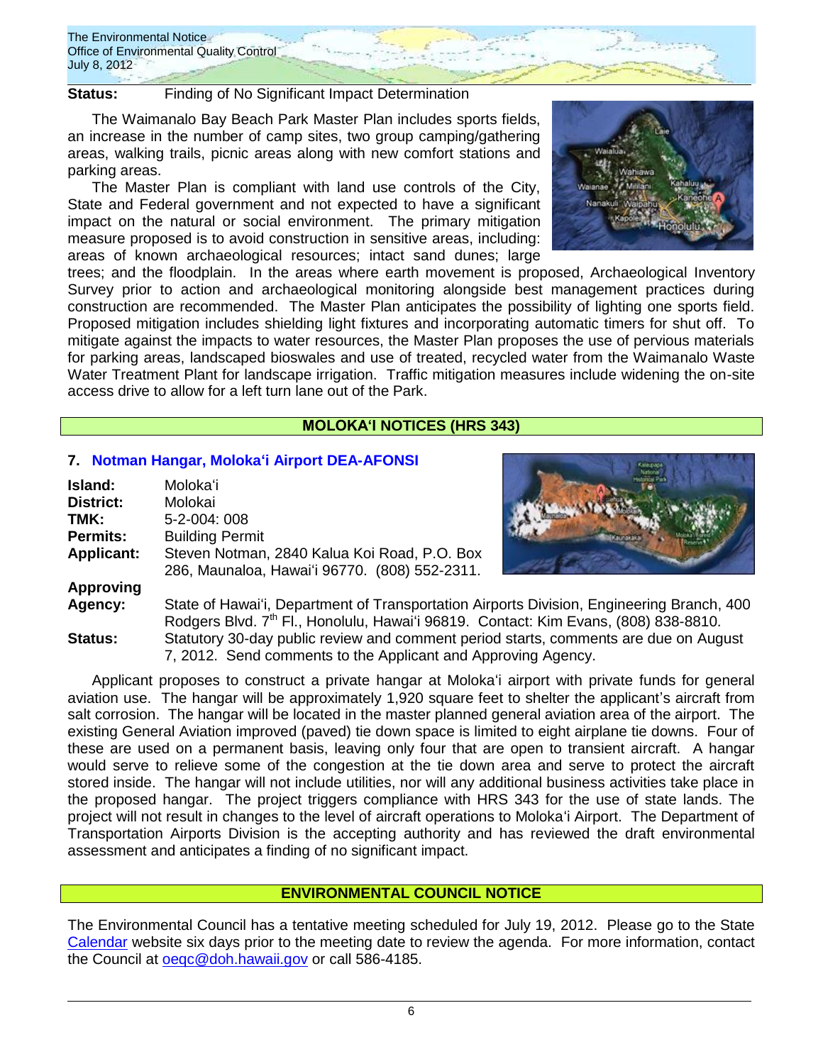**Status:** Finding of No Significant Impact Determination

The Waimanalo Bay Beach Park Master Plan includes sports fields, an increase in the number of camp sites, two group camping/gathering areas, walking trails, picnic areas along with new comfort stations and parking areas.

The Master Plan is compliant with land use controls of the City, State and Federal government and not expected to have a significant impact on the natural or social environment. The primary mitigation measure proposed is to avoid construction in sensitive areas, including: areas of known archaeological resources; intact sand dunes; large trees; and the floodplain. In the areas where earth movement is proposed, Archaeological Inventory Survey prior to action and archaeological monitoring alongside best management practices during construction are recommended. The Master Plan anticipates the possibility of lighting one sports field. Proposed mitigation includes shielding light fixtures and incorporating automatic timers for shut off. To mitigate against the impacts to water resources, the Master Plan proposes the use of pervious materials for parking areas, landscaped bioswales and use of treated, recycled water from the Waimanalo Waste Water Treatment Plant for landscape irrigation. Traffic mitigation measures include widening the on-site access drive to allow for a left turn lane out of the Park.

## MOLOKAʻI NOTICES (HRS 343)

### 7. Notman Hangar, Molokaʻi Airport DEA-AFONSI

**Island:** Molokaʻi
**District:** Molokai
**TMK:** 5-2-004: 008
**Permits:** Building Permit
**Applicant:** Steven Notman, 2840 Kalua Koi Road, P.O. Box 286, Maunaloa, Hawaiʻi 96770. (808) 552-2311.
**Approving Agency:** State of Hawaiʻi, Department of Transportation Airports Division, Engineering Branch, 400 Rodgers Blvd. 7th Fl., Honolulu, Hawaiʻi 96819. Contact: Kim Evans, (808) 838-8810.
**Status:** Statutory 30-day public review and comment period starts, comments are due on August 7, 2012. Send comments to the Applicant and Approving Agency.

Applicant proposes to construct a private hangar at Molokaʻi airport with private funds for general aviation use. The hangar will be approximately 1,920 square feet to shelter the applicant's aircraft from salt corrosion. The hangar will be located in the master planned general aviation area of the airport. The existing General Aviation improved (paved) tie down space is limited to eight airplane tie downs. Four of these are used on a permanent basis, leaving only four that are open to transient aircraft. A hangar would serve to relieve some of the congestion at the tie down area and serve to protect the aircraft stored inside. The hangar will not include utilities, nor will any additional business activities take place in the proposed hangar. The project triggers compliance with HRS 343 for the use of state lands. The project will not result in changes to the level of aircraft operations to Molokaʻi Airport. The Department of Transportation Airports Division is the accepting authority and has reviewed the draft environmental assessment and anticipates a finding of no significant impact.

## ENVIRONMENTAL COUNCIL NOTICE

The Environmental Council has a tentative meeting scheduled for July 19, 2012. Please go to the State Calendar website six days prior to the meeting date to review the agenda. For more information, contact the Council at oeqc@doh.hawaii.gov or call 586-4185.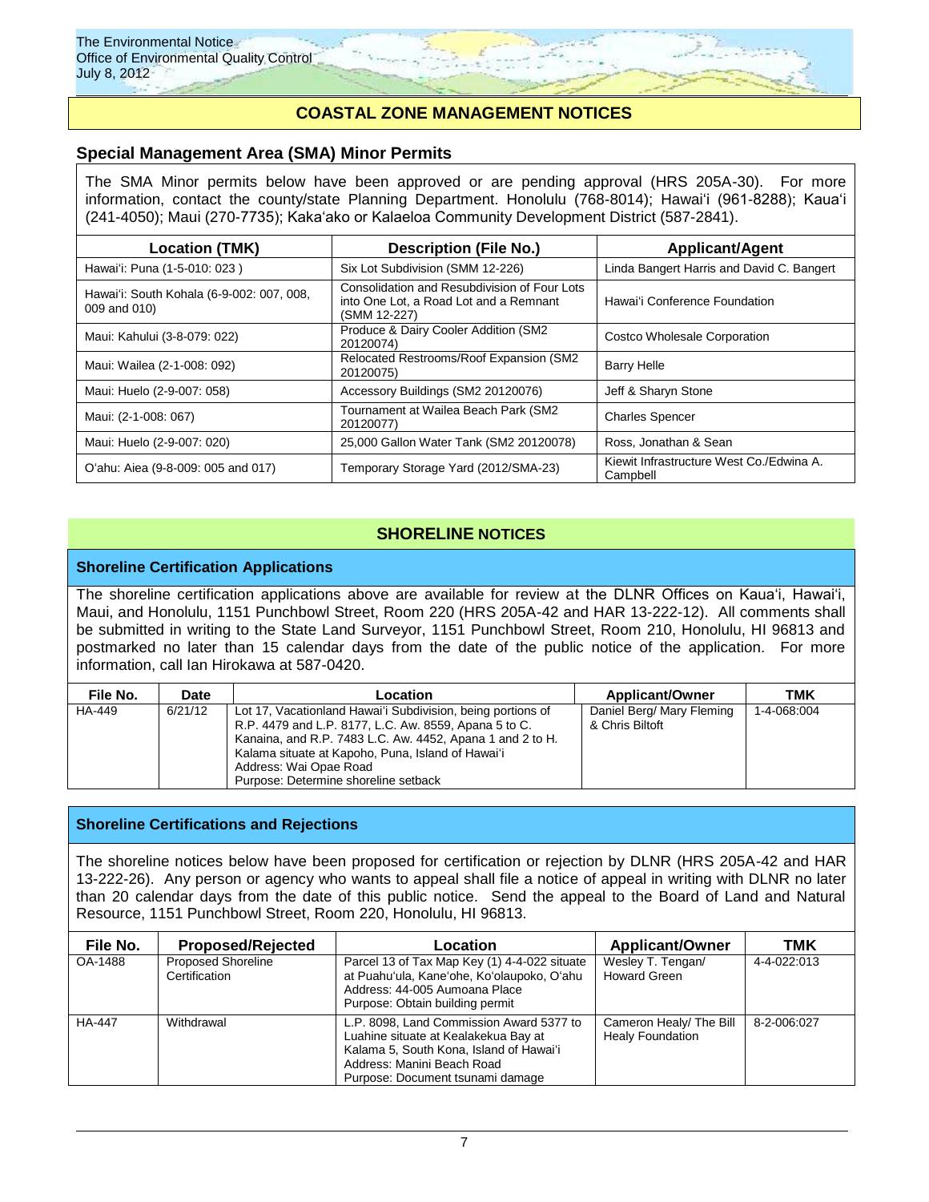## COASTAL ZONE MANAGEMENT NOTICES

### Special Management Area (SMA) Minor Permits

The SMA Minor permits below have been approved or are pending approval (HRS 205A-30). For more information, contact the county/state Planning Department. Honolulu (768-8014); Hawaiʻi (961-8288); Kauaʻi (241-4050); Maui (270-7735); Kakaʻako or Kalaeloa Community Development District (587-2841).

| Location (TMK) | Description (File No.) | Applicant/Agent |
|---|---|---|
| Hawaiʻi: Puna (1-5-010: 023 ) | Six Lot Subdivision (SMM 12-226) | Linda Bangert Harris and David C. Bangert |
| Hawaiʻi: South Kohala (6-9-002: 007, 008, 009 and 010) | Consolidation and Resubdivision of Four Lots into One Lot, a Road Lot and a Remnant (SMM 12-227) | Hawaiʻi Conference Foundation |
| Maui: Kahului (3-8-079: 022) | Produce & Dairy Cooler Addition (SM2 20120074) | Costco Wholesale Corporation |
| Maui: Wailea (2-1-008: 092) | Relocated Restrooms/Roof Expansion (SM2 20120075) | Barry Helle |
| Maui: Huelo (2-9-007: 058) | Accessory Buildings (SM2 20120076) | Jeff & Sharyn Stone |
| Maui: (2-1-008: 067) | Tournament at Wailea Beach Park (SM2 20120077) | Charles Spencer |
| Maui: Huelo (2-9-007: 020) | 25,000 Gallon Water Tank (SM2 20120078) | Ross, Jonathan & Sean |
| Oʻahu: Aiea (9-8-009: 005 and 017) | Temporary Storage Yard (2012/SMA-23) | Kiewit Infrastructure West Co./Edwina A. Campbell |

## SHORELINE NOTICES

### Shoreline Certification Applications

The shoreline certification applications above are available for review at the DLNR Offices on Kauaʻi, Hawaiʻi, Maui, and Honolulu, 1151 Punchbowl Street, Room 220 (HRS 205A-42 and HAR 13-222-12). All comments shall be submitted in writing to the State Land Surveyor, 1151 Punchbowl Street, Room 210, Honolulu, HI 96813 and postmarked no later than 15 calendar days from the date of the public notice of the application. For more information, call Ian Hirokawa at 587-0420.

| File No. | Date | Location | Applicant/Owner | TMK |
|---|---|---|---|---|
| HA-449 | 6/21/12 | Lot 17, Vacationland Hawaiʻi Subdivision, being portions of R.P. 4479 and L.P. 8177, L.C. Aw. 8559, Apana 5 to C. Kanaina, and R.P. 7483 L.C. Aw. 4452, Apana 1 and 2 to H. Kalama situate at Kapoho, Puna, Island of Hawaiʻi<br>Address: Wai Opae Road<br>Purpose: Determine shoreline setback | Daniel Berg/ Mary Fleming & Chris Biltoft | 1-4-068:004 |

### Shoreline Certifications and Rejections

The shoreline notices below have been proposed for certification or rejection by DLNR (HRS 205A-42 and HAR 13-222-26). Any person or agency who wants to appeal shall file a notice of appeal in writing with DLNR no later than 20 calendar days from the date of this public notice. Send the appeal to the Board of Land and Natural Resource, 1151 Punchbowl Street, Room 220, Honolulu, HI 96813.

| File No. | Proposed/Rejected | Location | Applicant/Owner | TMK |
|---|---|---|---|---|
| OA-1488 | Proposed Shoreline Certification | Parcel 13 of Tax Map Key (1) 4-4-022 situate at Puahuʻula, Kaneʻohe, Koʻolaupoko, Oʻahu<br>Address: 44-005 Aumoana Place<br>Purpose: Obtain building permit | Wesley T. Tengan/ Howard Green | 4-4-022:013 |
| HA-447 | Withdrawal | L.P. 8098, Land Commission Award 5377 to Luahine situate at Kealakekua Bay at Kalama 5, South Kona, Island of Hawaiʻi<br>Address: Manini Beach Road<br>Purpose: Document tsunami damage | Cameron Healy/ The Bill Healy Foundation | 8-2-006:027 |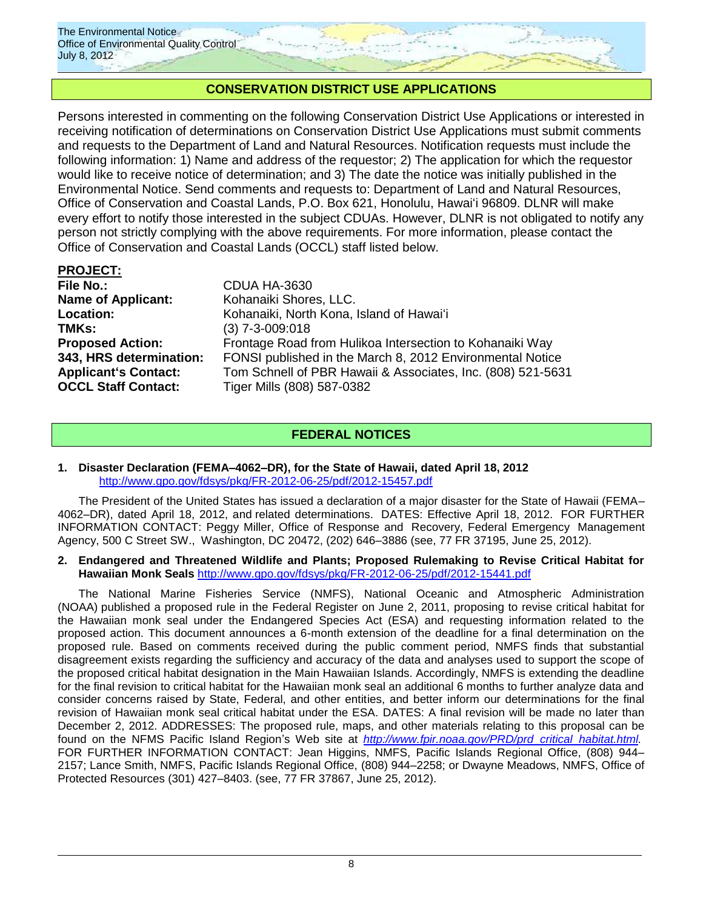## CONSERVATION DISTRICT USE APPLICATIONS

Persons interested in commenting on the following Conservation District Use Applications or interested in receiving notification of determinations on Conservation District Use Applications must submit comments and requests to the Department of Land and Natural Resources. Notification requests must include the following information: 1) Name and address of the requestor; 2) The application for which the requestor would like to receive notice of determination; and 3) The date the notice was initially published in the Environmental Notice. Send comments and requests to: Department of Land and Natural Resources, Office of Conservation and Coastal Lands, P.O. Box 621, Honolulu, Hawai'i 96809. DLNR will make every effort to notify those interested in the subject CDUAs. However, DLNR is not obligated to notify any person not strictly complying with the above requirements. For more information, please contact the Office of Conservation and Coastal Lands (OCCL) staff listed below.

**PROJECT:**

| | |
|---|---|
| **File No.:** | CDUA HA-3630 |
| **Name of Applicant:** | Kohanaiki Shores, LLC. |
| **Location:** | Kohanaiki, North Kona, Island of Hawai'i |
| **TMKs:** | (3) 7-3-009:018 |
| **Proposed Action:** | Frontage Road from Hulikoa Intersection to Kohanaiki Way |
| **343, HRS determination:** | FONSI published in the March 8, 2012 Environmental Notice |
| **Applicant's Contact:** | Tom Schnell of PBR Hawaii & Associates, Inc. (808) 521-5631 |
| **OCCL Staff Contact:** | Tiger Mills (808) 587-0382 |

## FEDERAL NOTICES

**1. Disaster Declaration (FEMA–4062–DR), for the State of Hawaii, dated April 18, 2012**
http://www.gpo.gov/fdsys/pkg/FR-2012-06-25/pdf/2012-15457.pdf

The President of the United States has issued a declaration of a major disaster for the State of Hawaii (FEMA–4062–DR), dated April 18, 2012, and related determinations. DATES: Effective April 18, 2012. FOR FURTHER INFORMATION CONTACT: Peggy Miller, Office of Response and Recovery, Federal Emergency Management Agency, 500 C Street SW., Washington, DC 20472, (202) 646–3886 (see, 77 FR 37195, June 25, 2012).

**2. Endangered and Threatened Wildlife and Plants; Proposed Rulemaking to Revise Critical Habitat for Hawaiian Monk Seals** http://www.gpo.gov/fdsys/pkg/FR-2012-06-25/pdf/2012-15441.pdf

The National Marine Fisheries Service (NMFS), National Oceanic and Atmospheric Administration (NOAA) published a proposed rule in the Federal Register on June 2, 2011, proposing to revise critical habitat for the Hawaiian monk seal under the Endangered Species Act (ESA) and requesting information related to the proposed action. This document announces a 6-month extension of the deadline for a final determination on the proposed rule. Based on comments received during the public comment period, NMFS finds that substantial disagreement exists regarding the sufficiency and accuracy of the data and analyses used to support the scope of the proposed critical habitat designation in the Main Hawaiian Islands. Accordingly, NMFS is extending the deadline for the final revision to critical habitat for the Hawaiian monk seal an additional 6 months to further analyze data and consider concerns raised by State, Federal, and other entities, and better inform our determinations for the final revision of Hawaiian monk seal critical habitat under the ESA. DATES: A final revision will be made no later than December 2, 2012. ADDRESSES: The proposed rule, maps, and other materials relating to this proposal can be found on the NFMS Pacific Island Region's Web site at *http://www.fpir.noaa.gov/PRD/prd_critical_habitat.html.* FOR FURTHER INFORMATION CONTACT: Jean Higgins, NMFS, Pacific Islands Regional Office, (808) 944–2157; Lance Smith, NMFS, Pacific Islands Regional Office, (808) 944–2258; or Dwayne Meadows, NMFS, Office of Protected Resources (301) 427–8403. (see, 77 FR 37867, June 25, 2012).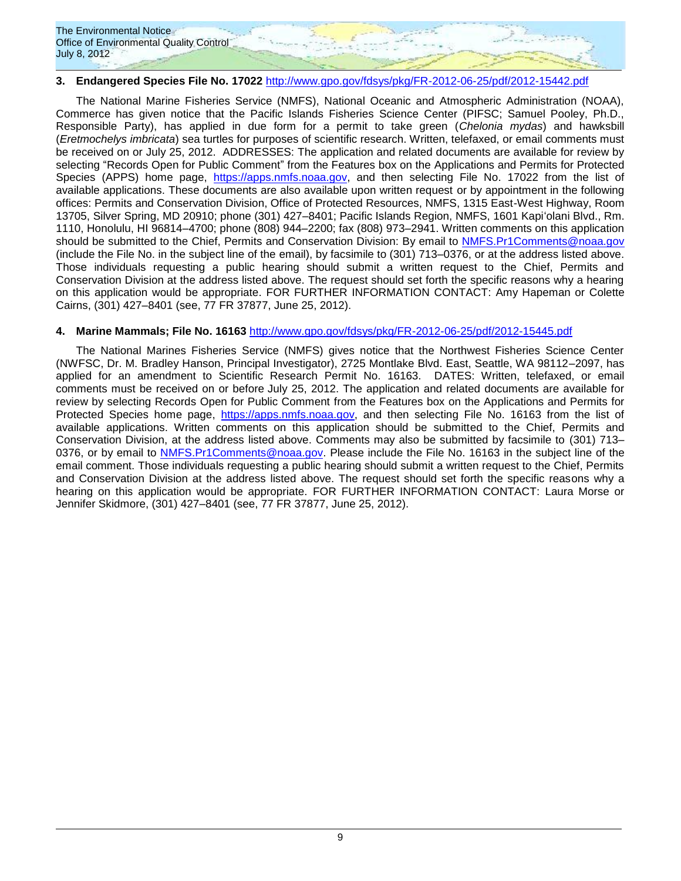**3. Endangered Species File No. 17022** http://www.gpo.gov/fdsys/pkg/FR-2012-06-25/pdf/2012-15442.pdf

The National Marine Fisheries Service (NMFS), National Oceanic and Atmospheric Administration (NOAA), Commerce has given notice that the Pacific Islands Fisheries Science Center (PIFSC; Samuel Pooley, Ph.D., Responsible Party), has applied in due form for a permit to take green (*Chelonia mydas*) and hawksbill (*Eretmochelys imbricata*) sea turtles for purposes of scientific research. Written, telefaxed, or email comments must be received on or July 25, 2012. ADDRESSES: The application and related documents are available for review by selecting "Records Open for Public Comment" from the Features box on the Applications and Permits for Protected Species (APPS) home page, https://apps.nmfs.noaa.gov, and then selecting File No. 17022 from the list of available applications. These documents are also available upon written request or by appointment in the following offices: Permits and Conservation Division, Office of Protected Resources, NMFS, 1315 East-West Highway, Room 13705, Silver Spring, MD 20910; phone (301) 427–8401; Pacific Islands Region, NMFS, 1601 Kapiʻolani Blvd., Rm. 1110, Honolulu, HI 96814–4700; phone (808) 944–2200; fax (808) 973–2941. Written comments on this application should be submitted to the Chief, Permits and Conservation Division: By email to NMFS.Pr1Comments@noaa.gov (include the File No. in the subject line of the email), by facsimile to (301) 713–0376, or at the address listed above. Those individuals requesting a public hearing should submit a written request to the Chief, Permits and Conservation Division at the address listed above. The request should set forth the specific reasons why a hearing on this application would be appropriate. FOR FURTHER INFORMATION CONTACT: Amy Hapeman or Colette Cairns, (301) 427–8401 (see, 77 FR 37877, June 25, 2012).

**4. Marine Mammals; File No. 16163** http://www.gpo.gov/fdsys/pkg/FR-2012-06-25/pdf/2012-15445.pdf

The National Marines Fisheries Service (NMFS) gives notice that the Northwest Fisheries Science Center (NWFSC, Dr. M. Bradley Hanson, Principal Investigator), 2725 Montlake Blvd. East, Seattle, WA 98112–2097, has applied for an amendment to Scientific Research Permit No. 16163. DATES: Written, telefaxed, or email comments must be received on or before July 25, 2012. The application and related documents are available for review by selecting Records Open for Public Comment from the Features box on the Applications and Permits for Protected Species home page, https://apps.nmfs.noaa.gov, and then selecting File No. 16163 from the list of available applications. Written comments on this application should be submitted to the Chief, Permits and Conservation Division, at the address listed above. Comments may also be submitted by facsimile to (301) 713–0376, or by email to NMFS.Pr1Comments@noaa.gov. Please include the File No. 16163 in the subject line of the email comment. Those individuals requesting a public hearing should submit a written request to the Chief, Permits and Conservation Division at the address listed above. The request should set forth the specific reasons why a hearing on this application would be appropriate. FOR FURTHER INFORMATION CONTACT: Laura Morse or Jennifer Skidmore, (301) 427–8401 (see, 77 FR 37877, June 25, 2012).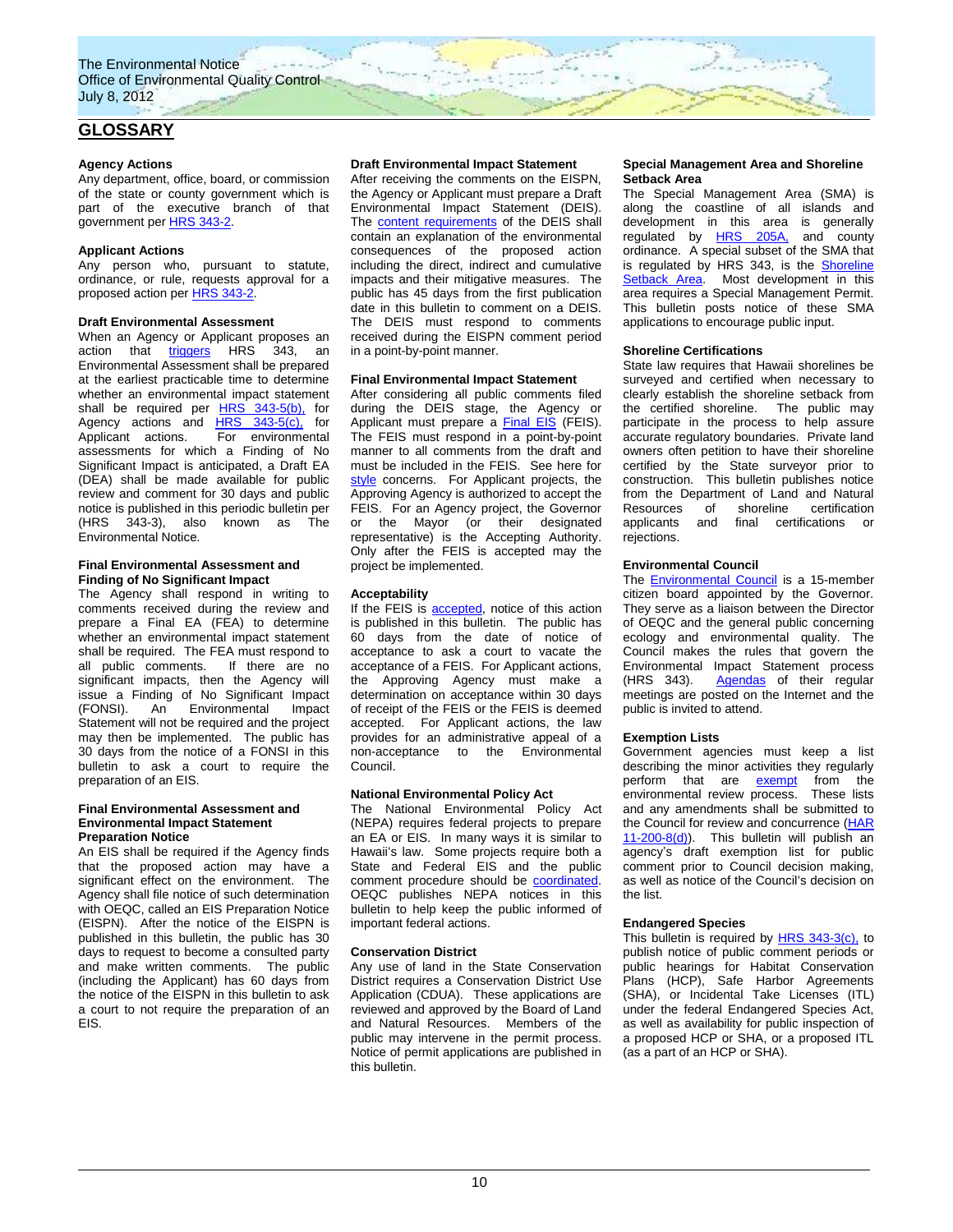# GLOSSARY

### Agency Actions

Any department, office, board, or commission of the state or county government which is part of the executive branch of that government per HRS 343-2.

### Applicant Actions

Any person who, pursuant to statute, ordinance, or rule, requests approval for a proposed action per HRS 343-2.

### Draft Environmental Assessment

When an Agency or Applicant proposes an action that triggers HRS 343, an Environmental Assessment shall be prepared at the earliest practicable time to determine whether an environmental impact statement shall be required per HRS 343-5(b), for Agency actions and HRS 343-5(c), for Applicant actions. For environmental assessments for which a Finding of No Significant Impact is anticipated, a Draft EA (DEA) shall be made available for public review and comment for 30 days and public notice is published in this periodic bulletin per (HRS 343-3), also known as The Environmental Notice.

### Final Environmental Assessment and Finding of No Significant Impact

The Agency shall respond in writing to comments received during the review and prepare a Final EA (FEA) to determine whether an environmental impact statement shall be required. The FEA must respond to all public comments. If there are no significant impacts, then the Agency will issue a Finding of No Significant Impact (FONSI). An Environmental Impact Statement will not be required and the project may then be implemented. The public has 30 days from the notice of a FONSI in this bulletin to ask a court to require the preparation of an EIS.

### Final Environmental Assessment and Environmental Impact Statement Preparation Notice

An EIS shall be required if the Agency finds that the proposed action may have a significant effect on the environment. The Agency shall file notice of such determination with OEQC, called an EIS Preparation Notice (EISPN). After the notice of the EISPN is published in this bulletin, the public has 30 days to request to become a consulted party and make written comments. The public (including the Applicant) has 60 days from the notice of the EISPN in this bulletin to ask a court to not require the preparation of an EIS.

### Draft Environmental Impact Statement

After receiving the comments on the EISPN, the Agency or Applicant must prepare a Draft Environmental Impact Statement (DEIS). The content requirements of the DEIS shall contain an explanation of the environmental consequences of the proposed action including the direct, indirect and cumulative impacts and their mitigative measures. The public has 45 days from the first publication date in this bulletin to comment on a DEIS. The DEIS must respond to comments received during the EISPN comment period in a point-by-point manner.

### Final Environmental Impact Statement

After considering all public comments filed during the DEIS stage, the Agency or Applicant must prepare a Final EIS (FEIS). The FEIS must respond in a point-by-point manner to all comments from the draft and must be included in the FEIS. See here for style concerns. For Applicant projects, the Approving Agency is authorized to accept the FEIS. For an Agency project, the Governor or the Mayor (or their designated representative) is the Accepting Authority. Only after the FEIS is accepted may the project be implemented.

### Acceptability

If the FEIS is accepted, notice of this action is published in this bulletin. The public has 60 days from the date of notice of acceptance to ask a court to vacate the acceptance of a FEIS. For Applicant actions, the Approving Agency must make a determination on acceptance within 30 days of receipt of the FEIS or the FEIS is deemed accepted. For Applicant actions, the law provides for an administrative appeal of a non-acceptance to the Environmental Council.

### National Environmental Policy Act

The National Environmental Policy Act (NEPA) requires federal projects to prepare an EA or EIS. In many ways it is similar to Hawaii's law. Some projects require both a State and Federal EIS and the public comment procedure should be coordinated. OEQC publishes NEPA notices in this bulletin to help keep the public informed of important federal actions.

### Conservation District

Any use of land in the State Conservation District requires a Conservation District Use Application (CDUA). These applications are reviewed and approved by the Board of Land and Natural Resources. Members of the public may intervene in the permit process. Notice of permit applications are published in this bulletin.

### Special Management Area and Shoreline Setback Area

The Special Management Area (SMA) is along the coastline of all islands and development in this area is generally regulated by HRS 205A, and county ordinance. A special subset of the SMA that is regulated by HRS 343, is the Shoreline Setback Area. Most development in this area requires a Special Management Permit. This bulletin posts notice of these SMA applications to encourage public input.

### Shoreline Certifications

State law requires that Hawaii shorelines be surveyed and certified when necessary to clearly establish the shoreline setback from the certified shoreline. The public may participate in the process to help assure accurate regulatory boundaries. Private land owners often petition to have their shoreline certified by the State surveyor prior to construction. This bulletin publishes notice from the Department of Land and Natural Resources of shoreline certification applicants and final certifications or rejections.

### Environmental Council

The Environmental Council is a 15-member citizen board appointed by the Governor. They serve as a liaison between the Director of OEQC and the general public concerning ecology and environmental quality. The Council makes the rules that govern the Environmental Impact Statement process (HRS 343). Agendas of their regular meetings are posted on the Internet and the public is invited to attend.

### Exemption Lists

Government agencies must keep a list describing the minor activities they regularly perform that are exempt from the environmental review process. These lists and any amendments shall be submitted to the Council for review and concurrence (HAR 11-200-8(d)). This bulletin will publish an agency's draft exemption list for public comment prior to Council decision making, as well as notice of the Council's decision on the list.

### Endangered Species

This bulletin is required by HRS 343-3(c), to publish notice of public comment periods or public hearings for Habitat Conservation Plans (HCP), Safe Harbor Agreements (SHA), or Incidental Take Licenses (ITL) under the federal Endangered Species Act, as well as availability for public inspection of a proposed HCP or SHA, or a proposed ITL (as a part of an HCP or SHA).